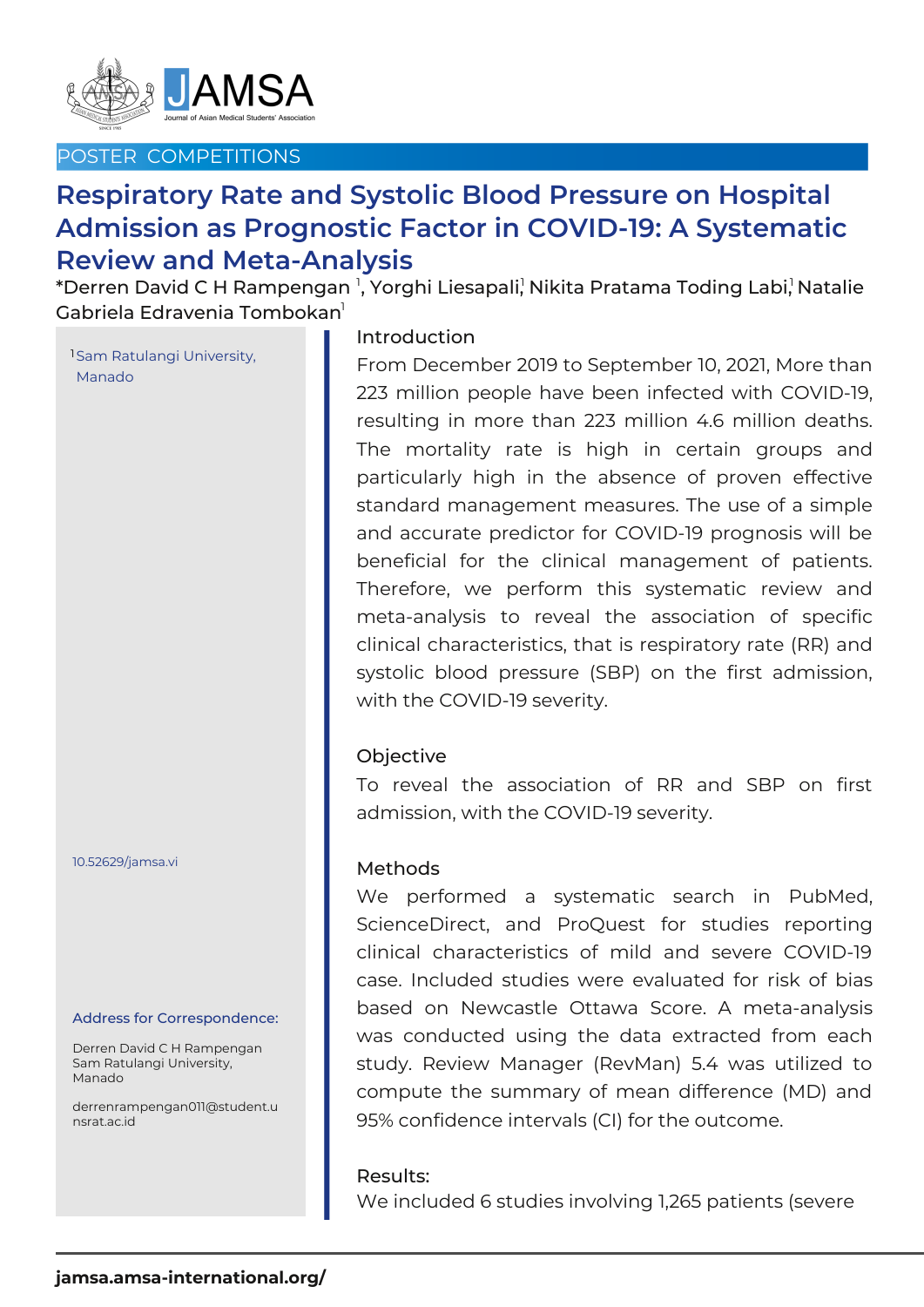POSTER COMPETITIONS

# Respiratory Rate and Systolic Blood Pressure on Hospital Admission as Prognostic Factor in COVID-19: A Systematic Review and Meta-Analysis

*Derren David C H Rampengan [1], Yorghi Liesapali[1], Nikita Pratama Toding Labi[1], Natalie Gabriela Edravenia Tombokan[1]

[1]Sam Ratulangi University, Manado

10.52629/jamsa.vi

**Address for Correspondence:**

Derren David C H Rampengan
Sam Ratulangi University, Manado

derrenrampengan011@student.unsrat.ac.id

## Introduction

From December 2019 to September 10, 2021, More than 223 million people have been infected with COVID-19, resulting in more than 223 million 4.6 million deaths. The mortality rate is high in certain groups and particularly high in the absence of proven effective standard management measures. The use of a simple and accurate predictor for COVID-19 prognosis will be beneficial for the clinical management of patients. Therefore, we perform this systematic review and meta-analysis to reveal the association of specific clinical characteristics, that is respiratory rate (RR) and systolic blood pressure (SBP) on the first admission, with the COVID-19 severity.

## Objective

To reveal the association of RR and SBP on first admission, with the COVID-19 severity.

## Methods

We performed a systematic search in PubMed, ScienceDirect, and ProQuest for studies reporting clinical characteristics of mild and severe COVID-19 case. Included studies were evaluated for risk of bias based on Newcastle Ottawa Score. A meta-analysis was conducted using the data extracted from each study. Review Manager (RevMan) 5.4 was utilized to compute the summary of mean difference (MD) and 95% confidence intervals (CI) for the outcome.

## Results:

We included 6 studies involving 1,265 patients (severe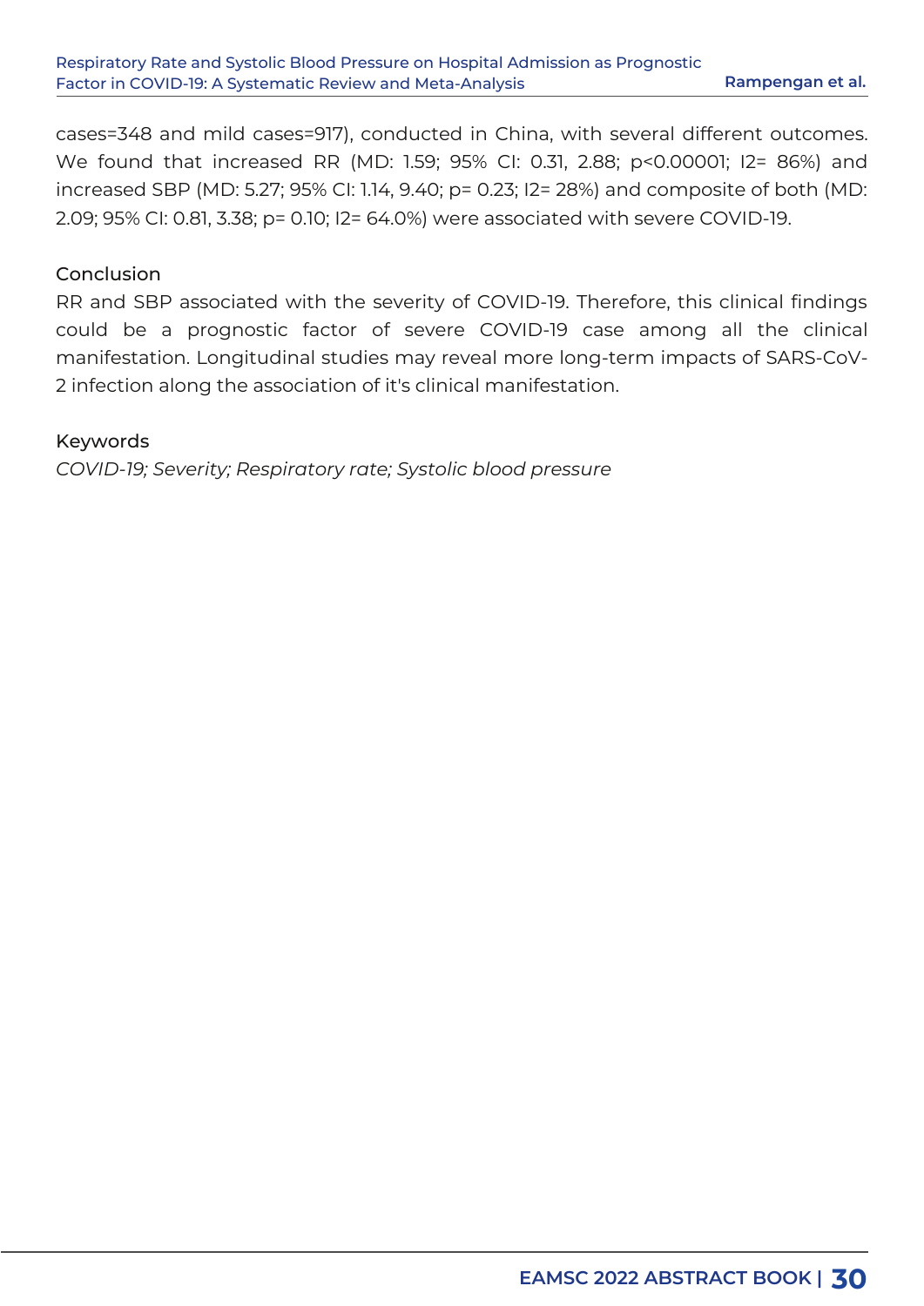cases=348 and mild cases=917), conducted in China, with several different outcomes. We found that increased RR (MD: 1.59; 95% CI: 0.31, 2.88; $p<0.00001$; $I2= 86\%$) and increased SBP (MD: 5.27; 95% CI: 1.14, 9.40; $p= 0.23$; $I2= 28\%$) and composite of both (MD: 2.09; 95% CI: 0.81, 3.38; $p= 0.10$; $I2= 64.0\%$) were associated with severe COVID-19.

## Conclusion

RR and SBP associated with the severity of COVID-19. Therefore, this clinical findings could be a prognostic factor of severe COVID-19 case among all the clinical manifestation. Longitudinal studies may reveal more long-term impacts of SARS-CoV-2 infection along the association of it's clinical manifestation.

## Keywords

*COVID-19; Severity; Respiratory rate; Systolic blood pressure*